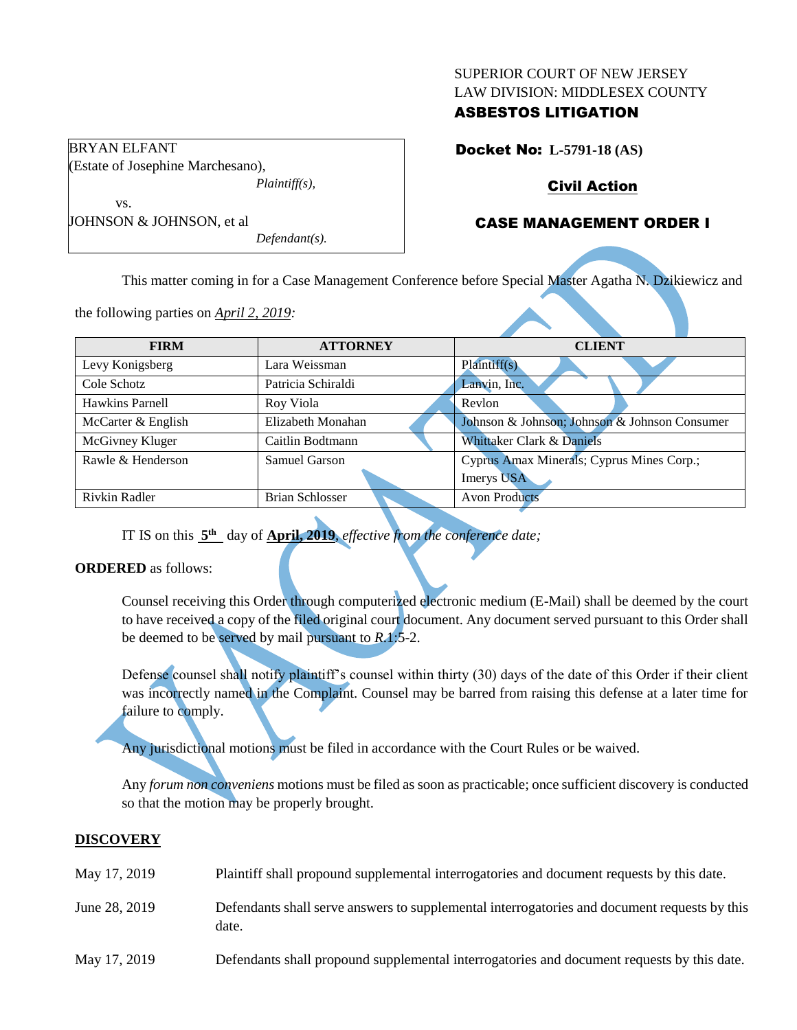SUPERIOR COURT OF NEW JERSEY
LAW DIVISION: MIDDLESEX COUNTY
**ASBESTOS LITIGATION**

BRYAN ELFANT
(Estate of Josephine Marchesano),
*Plaintiff(s),*

vs.

JOHNSON & JOHNSON, et al
*Defendant(s).*

**Docket No: L-5791-18 (AS)**

**Civil Action**

**CASE MANAGEMENT ORDER I**

This matter coming in for a Case Management Conference before Special Master Agatha N. Dzikiewicz and the following parties on *April 2, 2019:*

| FIRM | ATTORNEY | CLIENT |
|---|---|---|
| Levy Konigsberg | Lara Weissman | Plaintiff(s) |
| Cole Schotz | Patricia Schiraldi | Lanvin, Inc. |
| Hawkins Parnell | Roy Viola | Revlon |
| McCarter & English | Elizabeth Monahan | Johnson & Johnson; Johnson & Johnson Consumer |
| McGivney Kluger | Caitlin Bodtmann | Whittaker Clark & Daniels |
| Rawle & Henderson | Samuel Garson | Cyprus Amax Minerals; Cyprus Mines Corp.; Imerys USA |
| Rivkin Radler | Brian Schlosser | Avon Products |

IT IS on this **5th** day of **April, 2019**, *effective from the conference date;*

**ORDERED** as follows:

Counsel receiving this Order through computerized electronic medium (E-Mail) shall be deemed by the court to have received a copy of the filed original court document. Any document served pursuant to this Order shall be deemed to be served by mail pursuant to *R*.1:5-2.

Defense counsel shall notify plaintiff's counsel within thirty (30) days of the date of this Order if their client was incorrectly named in the Complaint. Counsel may be barred from raising this defense at a later time for failure to comply.

Any jurisdictional motions must be filed in accordance with the Court Rules or be waived.

Any *forum non conveniens* motions must be filed as soon as practicable; once sufficient discovery is conducted so that the motion may be properly brought.

## DISCOVERY

| | |
|---|---|
| May 17, 2019 | Plaintiff shall propound supplemental interrogatories and document requests by this date. |
| June 28, 2019 | Defendants shall serve answers to supplemental interrogatories and document requests by this date. |
| May 17, 2019 | Defendants shall propound supplemental interrogatories and document requests by this date. |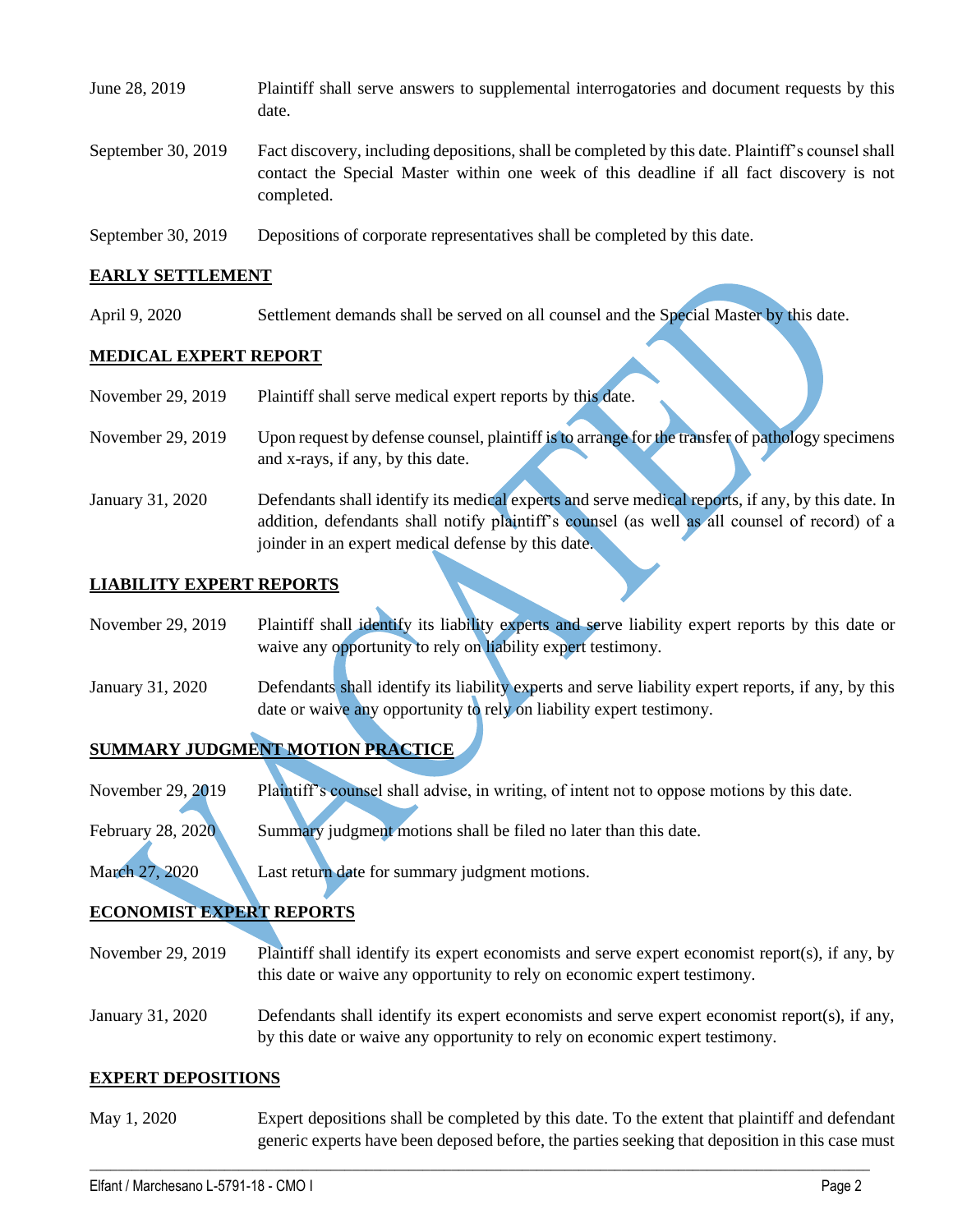| | |
|---|---|
| June 28, 2019 | Plaintiff shall serve answers to supplemental interrogatories and document requests by this date. |
| September 30, 2019 | Fact discovery, including depositions, shall be completed by this date. Plaintiff's counsel shall contact the Special Master within one week of this deadline if all fact discovery is not completed. |
| September 30, 2019 | Depositions of corporate representatives shall be completed by this date. |

**EARLY SETTLEMENT**

| | |
|---|---|
| April 9, 2020 | Settlement demands shall be served on all counsel and the Special Master by this date. |

**MEDICAL EXPERT REPORT**

| | |
|---|---|
| November 29, 2019 | Plaintiff shall serve medical expert reports by this date. |
| November 29, 2019 | Upon request by defense counsel, plaintiff is to arrange for the transfer of pathology specimens and x-rays, if any, by this date. |
| January 31, 2020 | Defendants shall identify its medical experts and serve medical reports, if any, by this date. In addition, defendants shall notify plaintiff's counsel (as well as all counsel of record) of a joinder in an expert medical defense by this date. |

**LIABILITY EXPERT REPORTS**

| | |
|---|---|
| November 29, 2019 | Plaintiff shall identify its liability experts and serve liability expert reports by this date or waive any opportunity to rely on liability expert testimony. |
| January 31, 2020 | Defendants shall identify its liability experts and serve liability expert reports, if any, by this date or waive any opportunity to rely on liability expert testimony. |

**SUMMARY JUDGMENT MOTION PRACTICE**

| | |
|---|---|
| November 29, 2019 | Plaintiff's counsel shall advise, in writing, of intent not to oppose motions by this date. |
| February 28, 2020 | Summary judgment motions shall be filed no later than this date. |
| March 27, 2020 | Last return date for summary judgment motions. |

**ECONOMIST EXPERT REPORTS**

| | |
|---|---|
| November 29, 2019 | Plaintiff shall identify its expert economists and serve expert economist report(s), if any, by this date or waive any opportunity to rely on economic expert testimony. |
| January 31, 2020 | Defendants shall identify its expert economists and serve expert economist report(s), if any, by this date or waive any opportunity to rely on economic expert testimony. |

**EXPERT DEPOSITIONS**

| | |
|---|---|
| May 1, 2020 | Expert depositions shall be completed by this date. To the extent that plaintiff and defendant generic experts have been deposed before, the parties seeking that deposition in this case must |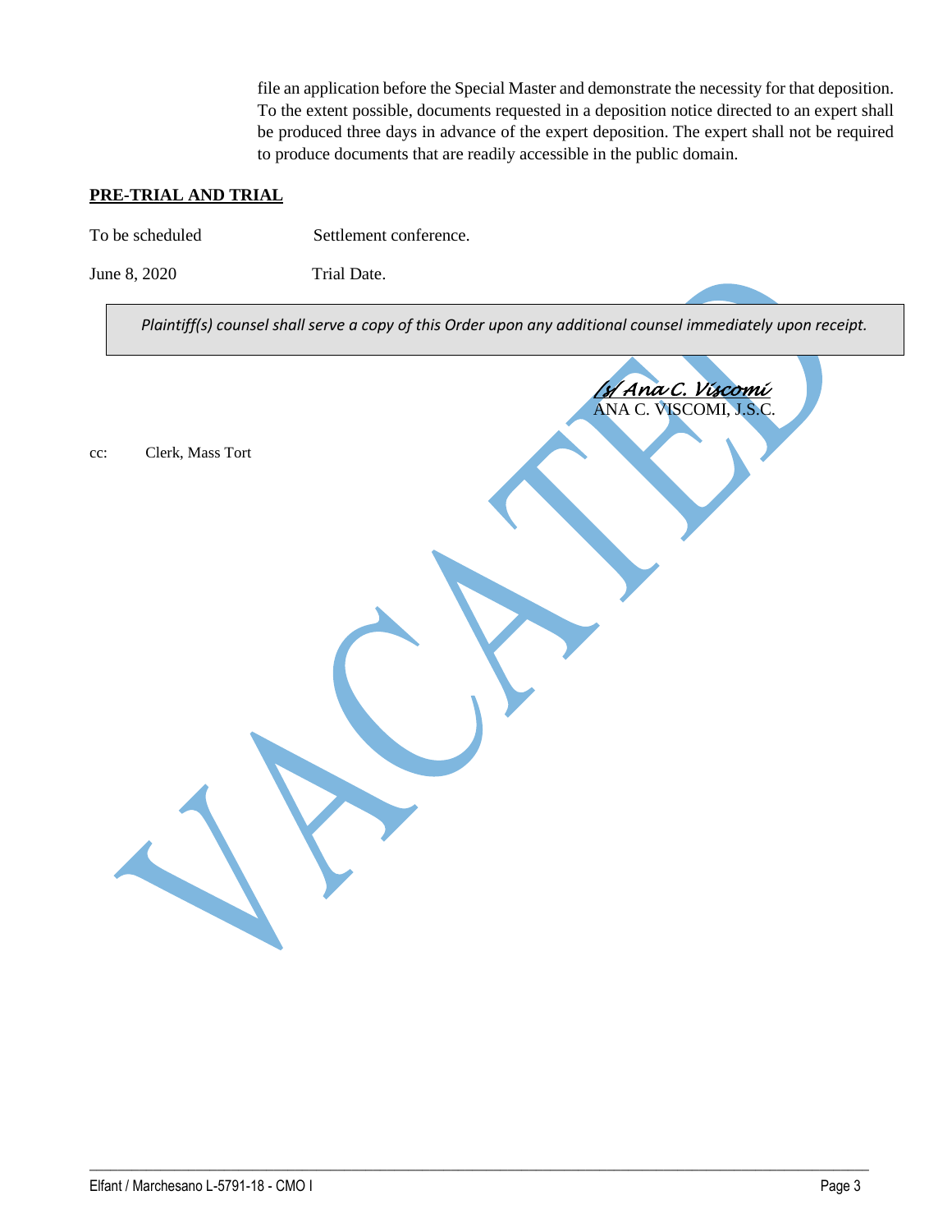file an application before the Special Master and demonstrate the necessity for that deposition. To the extent possible, documents requested in a deposition notice directed to an expert shall be produced three days in advance of the expert deposition. The expert shall not be required to produce documents that are readily accessible in the public domain.

**PRE-TRIAL AND TRIAL**

| | |
|---|---|
| To be scheduled | Settlement conference. |
| June 8, 2020 | Trial Date. |

*Plaintiff(s) counsel shall serve a copy of this Order upon any additional counsel immediately upon receipt.*

/s/ Ana C. Viscomi
ANA C. VISCOMI, J.S.C.

cc: Clerk, Mass Tort

VACATED